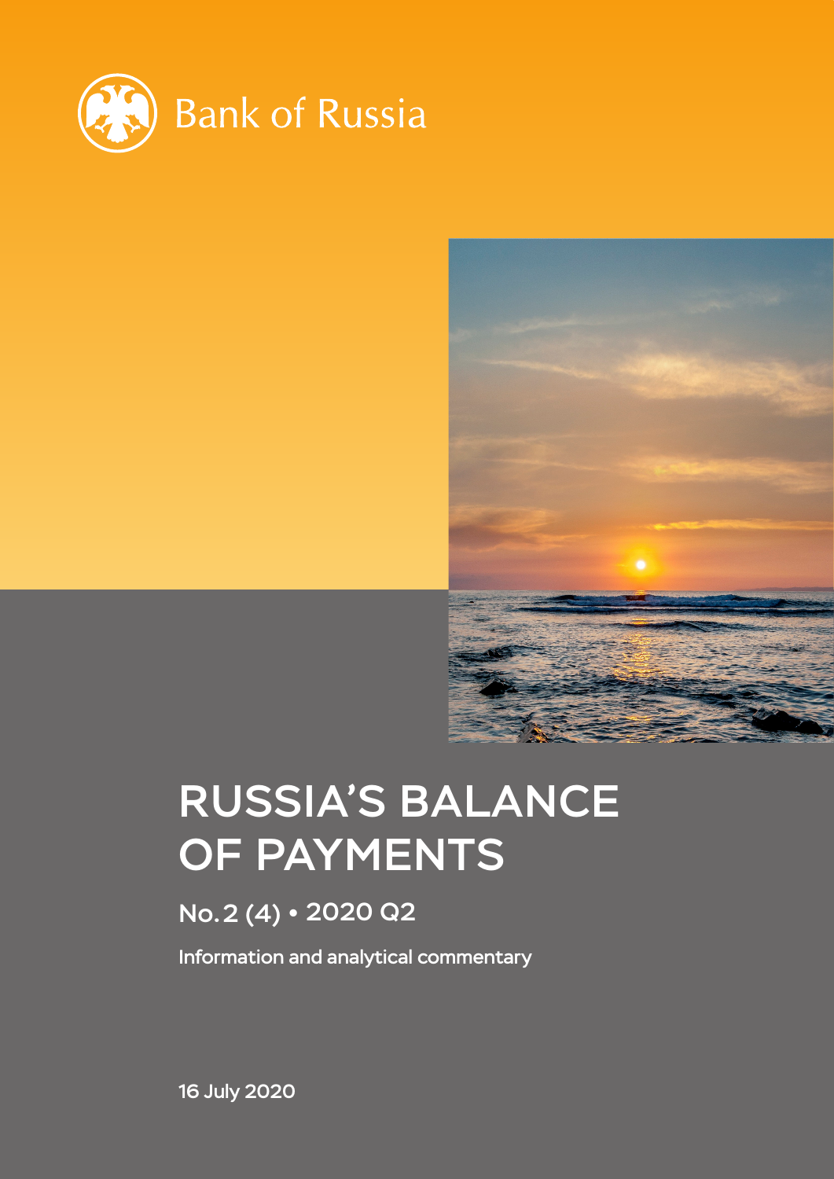Bank of Russia

# RUSSIA'S BALANCE OF PAYMENTS

## No. 2 (4) • 2020 Q2

Information and analytical commentary

16 July 2020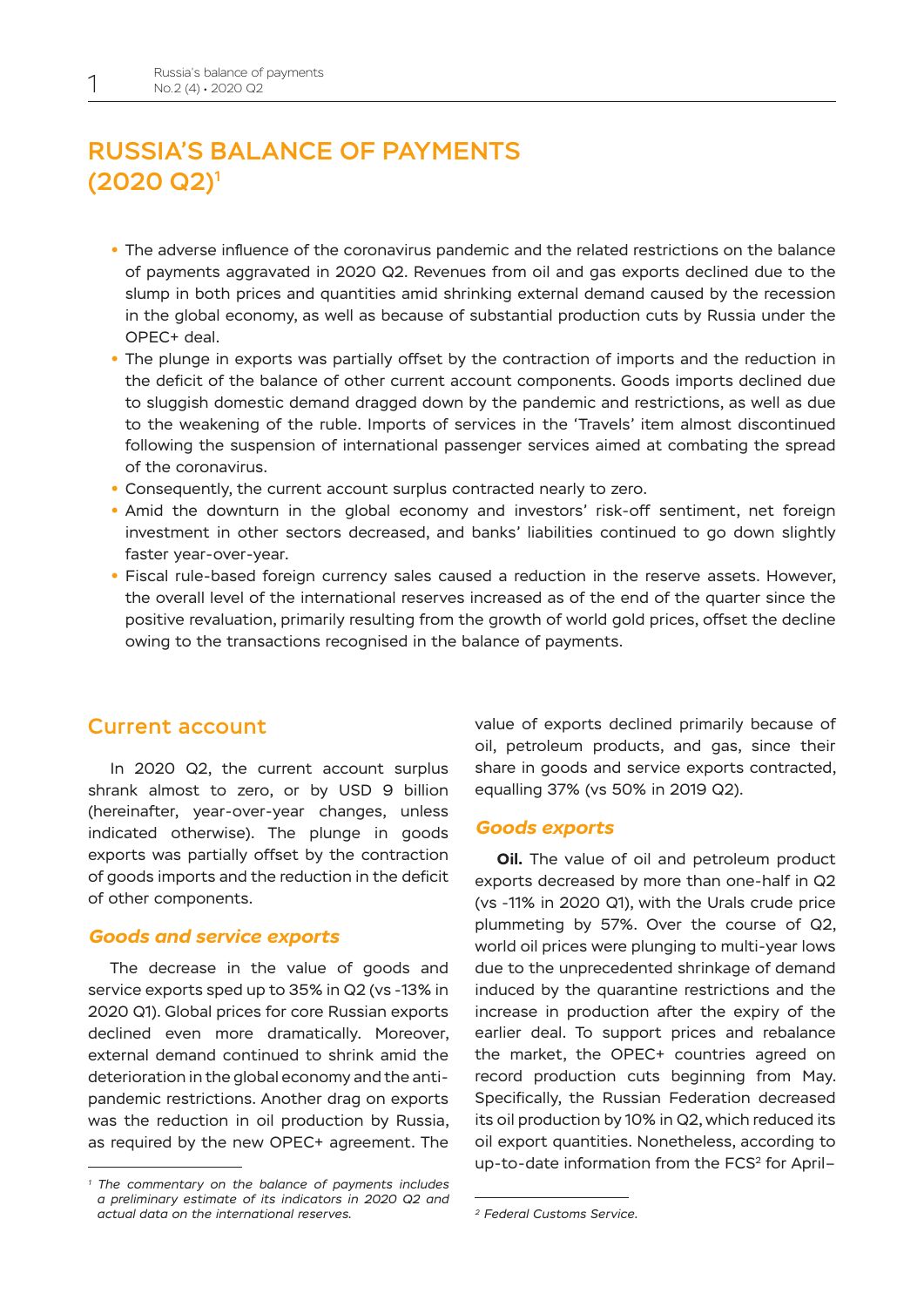# RUSSIA'S BALANCE OF PAYMENTS (2020 Q2)[1]

- The adverse influence of the coronavirus pandemic and the related restrictions on the balance of payments aggravated in 2020 Q2. Revenues from oil and gas exports declined due to the slump in both prices and quantities amid shrinking external demand caused by the recession in the global economy, as well as because of substantial production cuts by Russia under the OPEC+ deal.
- The plunge in exports was partially offset by the contraction of imports and the reduction in the deficit of the balance of other current account components. Goods imports declined due to sluggish domestic demand dragged down by the pandemic and restrictions, as well as due to the weakening of the ruble. Imports of services in the 'Travels' item almost discontinued following the suspension of international passenger services aimed at combating the spread of the coronavirus.
- Consequently, the current account surplus contracted nearly to zero.
- Amid the downturn in the global economy and investors' risk-off sentiment, net foreign investment in other sectors decreased, and banks' liabilities continued to go down slightly faster year-over-year.
- Fiscal rule-based foreign currency sales caused a reduction in the reserve assets. However, the overall level of the international reserves increased as of the end of the quarter since the positive revaluation, primarily resulting from the growth of world gold prices, offset the decline owing to the transactions recognised in the balance of payments.

## Current account

In 2020 Q2, the current account surplus shrank almost to zero, or by USD 9 billion (hereinafter, year-over-year changes, unless indicated otherwise). The plunge in goods exports was partially offset by the contraction of goods imports and the reduction in the deficit of other components.

### *Goods and service exports*

The decrease in the value of goods and service exports sped up to 35% in Q2 (vs -13% in 2020 Q1). Global prices for core Russian exports declined even more dramatically. Moreover, external demand continued to shrink amid the deterioration in the global economy and the anti-pandemic restrictions. Another drag on exports was the reduction in oil production by Russia, as required by the new OPEC+ agreement. The value of exports declined primarily because of oil, petroleum products, and gas, since their share in goods and service exports contracted, equalling 37% (vs 50% in 2019 Q2).

### *Goods exports*

**Oil.** The value of oil and petroleum product exports decreased by more than one-half in Q2 (vs -11% in 2020 Q1), with the Urals crude price plummeting by 57%. Over the course of Q2, world oil prices were plunging to multi-year lows due to the unprecedented shrinkage of demand induced by the quarantine restrictions and the increase in production after the expiry of the earlier deal. To support prices and rebalance the market, the OPEC+ countries agreed on record production cuts beginning from May. Specifically, the Russian Federation decreased its oil production by 10% in Q2, which reduced its oil export quantities. Nonetheless, according to up-to-date information from the FCS[2] for April–

[1] *The commentary on the balance of payments includes a preliminary estimate of its indicators in 2020 Q2 and actual data on the international reserves.*

[2] *Federal Customs Service.*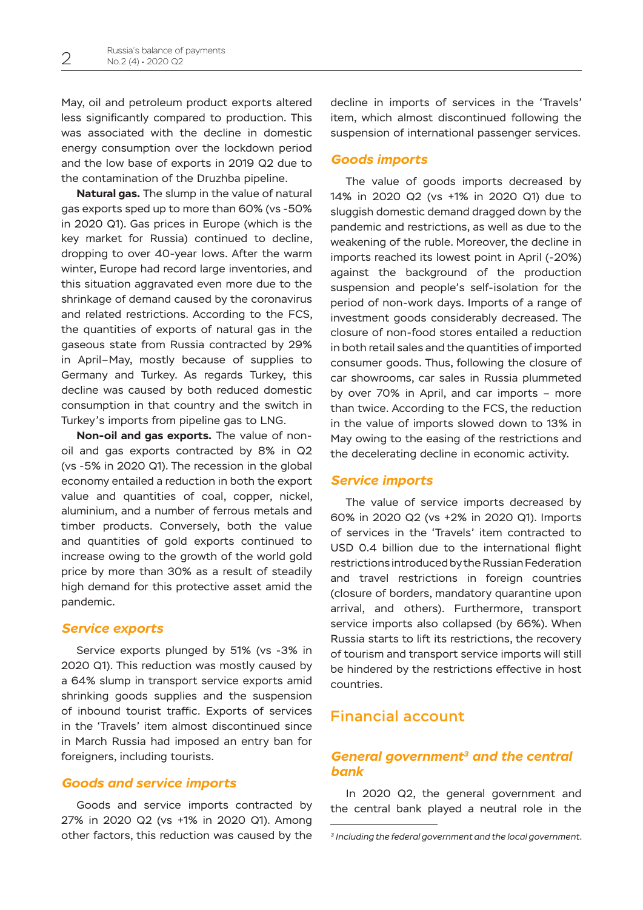May, oil and petroleum product exports altered less significantly compared to production. This was associated with the decline in domestic energy consumption over the lockdown period and the low base of exports in 2019 Q2 due to the contamination of the Druzhba pipeline.

**Natural gas.** The slump in the value of natural gas exports sped up to more than 60% (vs -50% in 2020 Q1). Gas prices in Europe (which is the key market for Russia) continued to decline, dropping to over 40-year lows. After the warm winter, Europe had record large inventories, and this situation aggravated even more due to the shrinkage of demand caused by the coronavirus and related restrictions. According to the FCS, the quantities of exports of natural gas in the gaseous state from Russia contracted by 29% in April–May, mostly because of supplies to Germany and Turkey. As regards Turkey, this decline was caused by both reduced domestic consumption in that country and the switch in Turkey's imports from pipeline gas to LNG.

**Non-oil and gas exports.** The value of non-oil and gas exports contracted by 8% in Q2 (vs -5% in 2020 Q1). The recession in the global economy entailed a reduction in both the export value and quantities of coal, copper, nickel, aluminium, and a number of ferrous metals and timber products. Conversely, both the value and quantities of gold exports continued to increase owing to the growth of the world gold price by more than 30% as a result of steadily high demand for this protective asset amid the pandemic.

### *Service exports*

Service exports plunged by 51% (vs -3% in 2020 Q1). This reduction was mostly caused by a 64% slump in transport service exports amid shrinking goods supplies and the suspension of inbound tourist traffic. Exports of services in the 'Travels' item almost discontinued since in March Russia had imposed an entry ban for foreigners, including tourists.

### *Goods and service imports*

Goods and service imports contracted by 27% in 2020 Q2 (vs +1% in 2020 Q1). Among other factors, this reduction was caused by the decline in imports of services in the 'Travels' item, which almost discontinued following the suspension of international passenger services.

### *Goods imports*

The value of goods imports decreased by 14% in 2020 Q2 (vs +1% in 2020 Q1) due to sluggish domestic demand dragged down by the pandemic and restrictions, as well as due to the weakening of the ruble. Moreover, the decline in imports reached its lowest point in April (-20%) against the background of the production suspension and people's self-isolation for the period of non-work days. Imports of a range of investment goods considerably decreased. The closure of non-food stores entailed a reduction in both retail sales and the quantities of imported consumer goods. Thus, following the closure of car showrooms, car sales in Russia plummeted by over 70% in April, and car imports – more than twice. According to the FCS, the reduction in the value of imports slowed down to 13% in May owing to the easing of the restrictions and the decelerating decline in economic activity.

### *Service imports*

The value of service imports decreased by 60% in 2020 Q2 (vs +2% in 2020 Q1). Imports of services in the 'Travels' item contracted to USD 0.4 billion due to the international flight restrictions introduced by the Russian Federation and travel restrictions in foreign countries (closure of borders, mandatory quarantine upon arrival, and others). Furthermore, transport service imports also collapsed (by 66%). When Russia starts to lift its restrictions, the recovery of tourism and transport service imports will still be hindered by the restrictions effective in host countries.

## Financial account

### *General government[3] and the central bank*

In 2020 Q2, the general government and the central bank played a neutral role in the

[3] *Including the federal government and the local government.*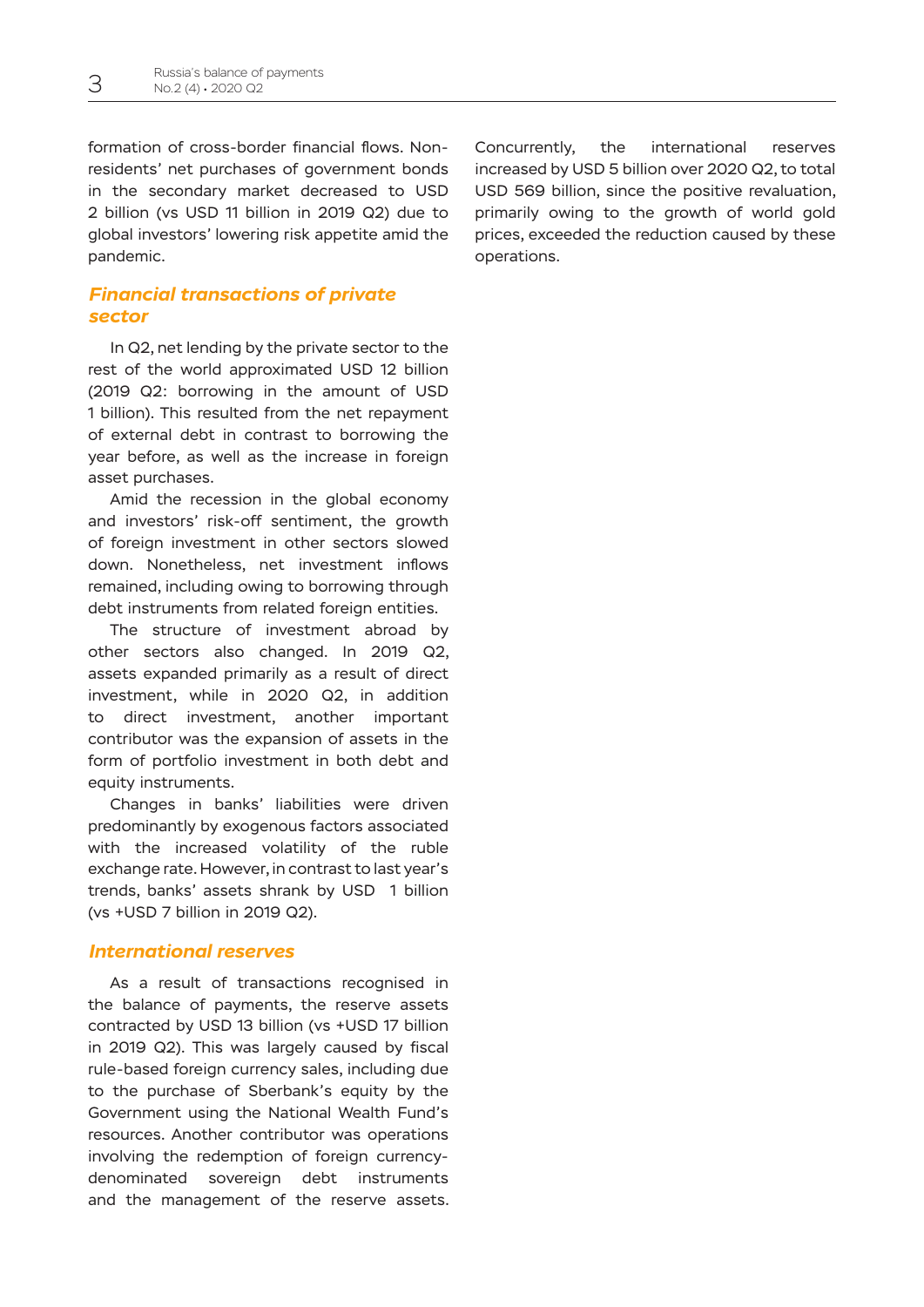formation of cross-border financial flows. Non-residents' net purchases of government bonds in the secondary market decreased to USD 2 billion (vs USD 11 billion in 2019 Q2) due to global investors' lowering risk appetite amid the pandemic.

## *Financial transactions of private sector*

In Q2, net lending by the private sector to the rest of the world approximated USD 12 billion (2019 Q2: borrowing in the amount of USD 1 billion). This resulted from the net repayment of external debt in contrast to borrowing the year before, as well as the increase in foreign asset purchases.

Amid the recession in the global economy and investors' risk-off sentiment, the growth of foreign investment in other sectors slowed down. Nonetheless, net investment inflows remained, including owing to borrowing through debt instruments from related foreign entities.

The structure of investment abroad by other sectors also changed. In 2019 Q2, assets expanded primarily as a result of direct investment, while in 2020 Q2, in addition to direct investment, another important contributor was the expansion of assets in the form of portfolio investment in both debt and equity instruments.

Changes in banks' liabilities were driven predominantly by exogenous factors associated with the increased volatility of the ruble exchange rate. However, in contrast to last year's trends, banks' assets shrank by USD 1 billion (vs +USD 7 billion in 2019 Q2).

## *International reserves*

As a result of transactions recognised in the balance of payments, the reserve assets contracted by USD 13 billion (vs +USD 17 billion in 2019 Q2). This was largely caused by fiscal rule-based foreign currency sales, including due to the purchase of Sberbank's equity by the Government using the National Wealth Fund's resources. Another contributor was operations involving the redemption of foreign currency-denominated sovereign debt instruments and the management of the reserve assets. Concurrently, the international reserves increased by USD 5 billion over 2020 Q2, to total USD 569 billion, since the positive revaluation, primarily owing to the growth of world gold prices, exceeded the reduction caused by these operations.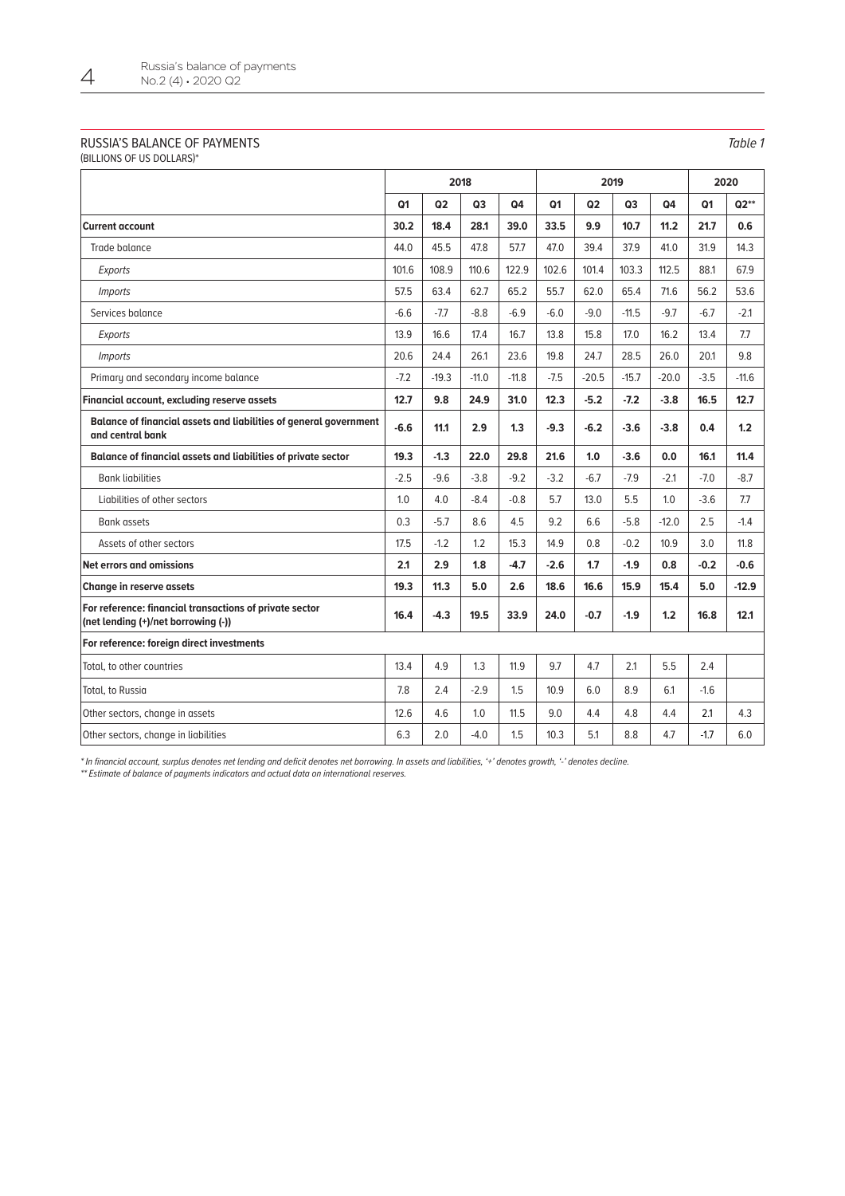## RUSSIA'S BALANCE OF PAYMENTS

*Table 1*

(BILLIONS OF US DOLLARS)*

| | 2018 | | | | 2019 | | | | 2020 | |
|---|---|---|---|---|---|---|---|---|---|---|
| | Q1 | Q2 | Q3 | Q4 | Q1 | Q2 | Q3 | Q4 | Q1 | Q2** |
| **Current account** | **30.2** | **18.4** | **28.1** | **39.0** | **33.5** | **9.9** | **10.7** | **11.2** | **21.7** | **0.6** |
| Trade balance | 44.0 | 45.5 | 47.8 | 57.7 | 47.0 | 39.4 | 37.9 | 41.0 | 31.9 | 14.3 |
| *Exports* | 101.6 | 108.9 | 110.6 | 122.9 | 102.6 | 101.4 | 103.3 | 112.5 | 88.1 | 67.9 |
| *Imports* | 57.5 | 63.4 | 62.7 | 65.2 | 55.7 | 62.0 | 65.4 | 71.6 | 56.2 | 53.6 |
| Services balance | -6.6 | -7.7 | -8.8 | -6.9 | -6.0 | -9.0 | -11.5 | -9.7 | -6.7 | -2.1 |
| *Exports* | 13.9 | 16.6 | 17.4 | 16.7 | 13.8 | 15.8 | 17.0 | 16.2 | 13.4 | 7.7 |
| *Imports* | 20.6 | 24.4 | 26.1 | 23.6 | 19.8 | 24.7 | 28.5 | 26.0 | 20.1 | 9.8 |
| Primary and secondary income balance | -7.2 | -19.3 | -11.0 | -11.8 | -7.5 | -20.5 | -15.7 | -20.0 | -3.5 | -11.6 |
| **Financial account, excluding reserve assets** | **12.7** | **9.8** | **24.9** | **31.0** | **12.3** | **-5.2** | **-7.2** | **-3.8** | **16.5** | **12.7** |
| **Balance of financial assets and liabilities of general government and central bank** | **-6.6** | **11.1** | **2.9** | **1.3** | **-9.3** | **-6.2** | **-3.6** | **-3.8** | **0.4** | **1.2** |
| **Balance of financial assets and liabilities of private sector** | **19.3** | **-1.3** | **22.0** | **29.8** | **21.6** | **1.0** | **-3.6** | **0.0** | **16.1** | **11.4** |
| Bank liabilities | -2.5 | -9.6 | -3.8 | -9.2 | -3.2 | -6.7 | -7.9 | -2.1 | -7.0 | -8.7 |
| Liabilities of other sectors | 1.0 | 4.0 | -8.4 | -0.8 | 5.7 | 13.0 | 5.5 | 1.0 | -3.6 | 7.7 |
| Bank assets | 0.3 | -5.7 | 8.6 | 4.5 | 9.2 | 6.6 | -5.8 | -12.0 | 2.5 | -1.4 |
| Assets of other sectors | 17.5 | -1.2 | 1.2 | 15.3 | 14.9 | 0.8 | -0.2 | 10.9 | 3.0 | 11.8 |
| **Net errors and omissions** | **2.1** | **2.9** | **1.8** | **-4.7** | **-2.6** | **1.7** | **-1.9** | **0.8** | **-0.2** | **-0.6** |
| **Change in reserve assets** | **19.3** | **11.3** | **5.0** | **2.6** | **18.6** | **16.6** | **15.9** | **15.4** | **5.0** | **-12.9** |
| **For reference: financial transactions of private sector (net lending (+)/net borrowing (-))** | **16.4** | **-4.3** | **19.5** | **33.9** | **24.0** | **-0.7** | **-1.9** | **1.2** | **16.8** | **12.1** |
| **For reference: foreign direct investments** | | | | | | | | | | |
| Total, to other countries | 13.4 | 4.9 | 1.3 | 11.9 | 9.7 | 4.7 | 2.1 | 5.5 | 2.4 | |
| Total, to Russia | 7.8 | 2.4 | -2.9 | 1.5 | 10.9 | 6.0 | 8.9 | 6.1 | -1.6 | |
| Other sectors, change in assets | 12.6 | 4.6 | 1.0 | 11.5 | 9.0 | 4.4 | 4.8 | 4.4 | 2.1 | 4.3 |
| Other sectors, change in liabilities | 6.3 | 2.0 | -4.0 | 1.5 | 10.3 | 5.1 | 8.8 | 4.7 | -1.7 | 6.0 |

*\* In financial account, surplus denotes net lending and deficit denotes net borrowing. In assets and liabilities, '+' denotes growth, '-' denotes decline.*

*\*\* Estimate of balance of payments indicators and actual data on international reserves.*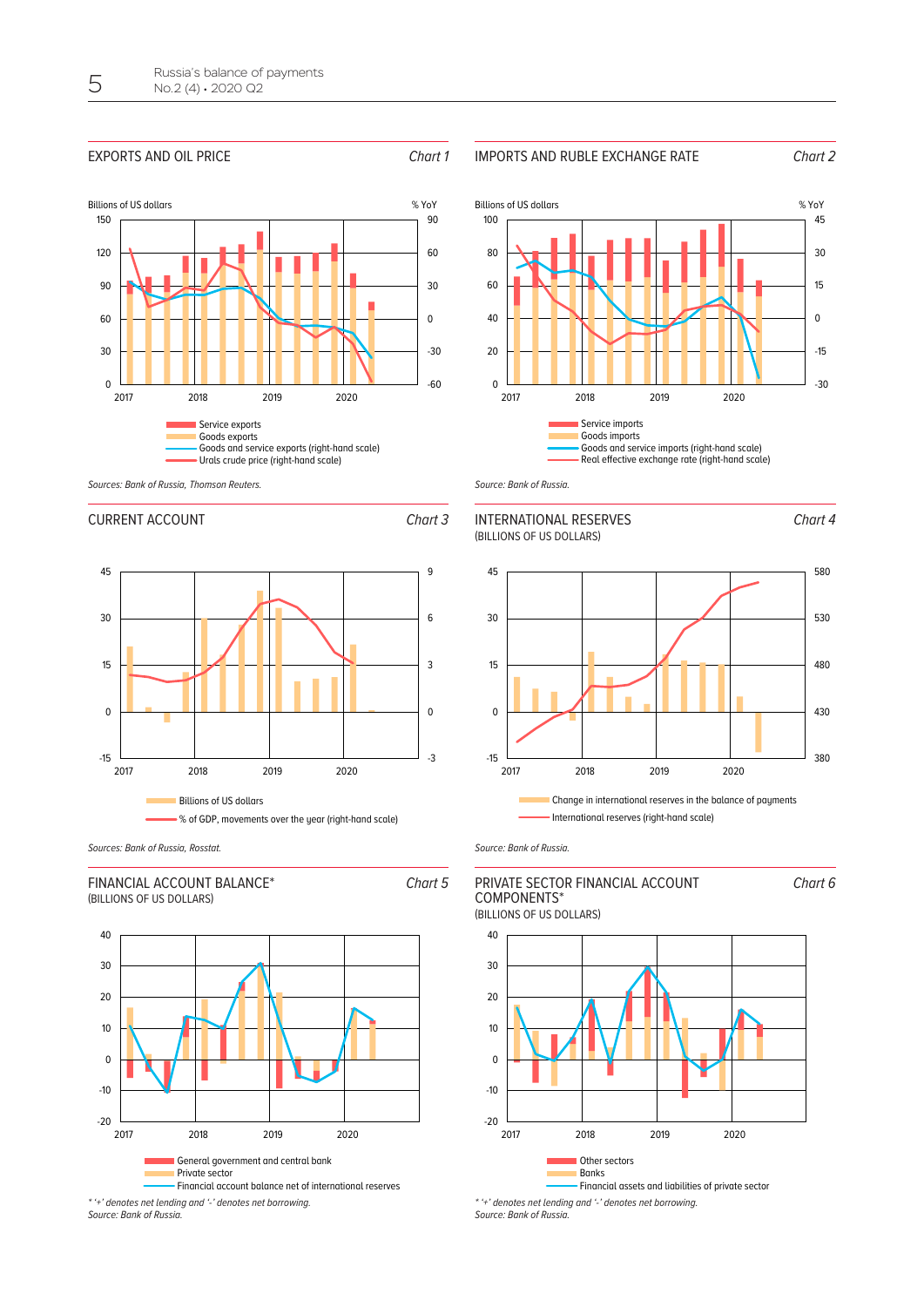## EXPORTS AND OIL PRICE

*Chart 1*

Billions of US dollars | % YoY

Service exports
Goods exports
Goods and service exports (right-hand scale)
Urals crude price (right-hand scale)

*Sources: Bank of Russia, Thomson Reuters.*

## IMPORTS AND RUBLE EXCHANGE RATE

*Chart 2*

Billions of US dollars | % YoY

Service imports
Goods imports
Goods and service imports (right-hand scale)
Real effective exchange rate (right-hand scale)

*Source: Bank of Russia.*

## CURRENT ACCOUNT

*Chart 3*

Billions of US dollars
% of GDP, movements over the year (right-hand scale)

*Sources: Bank of Russia, Rosstat.*

## INTERNATIONAL RESERVES

(BILLIONS OF US DOLLARS)

*Chart 4*

Change in international reserves in the balance of payments
International reserves (right-hand scale)

*Source: Bank of Russia.*

## FINANCIAL ACCOUNT BALANCE*

(BILLIONS OF US DOLLARS)

*Chart 5*

General government and central bank
Private sector
Financial account balance net of international reserves

*\* '+' denotes net lending and '-' denotes net borrowing.*
*Source: Bank of Russia.*

## PRIVATE SECTOR FINANCIAL ACCOUNT COMPONENTS*

(BILLIONS OF US DOLLARS)

*Chart 6*

Other sectors
Banks
Financial assets and liabilities of private sector

*\* '+' denotes net lending and '-' denotes net borrowing.*
*Source: Bank of Russia.*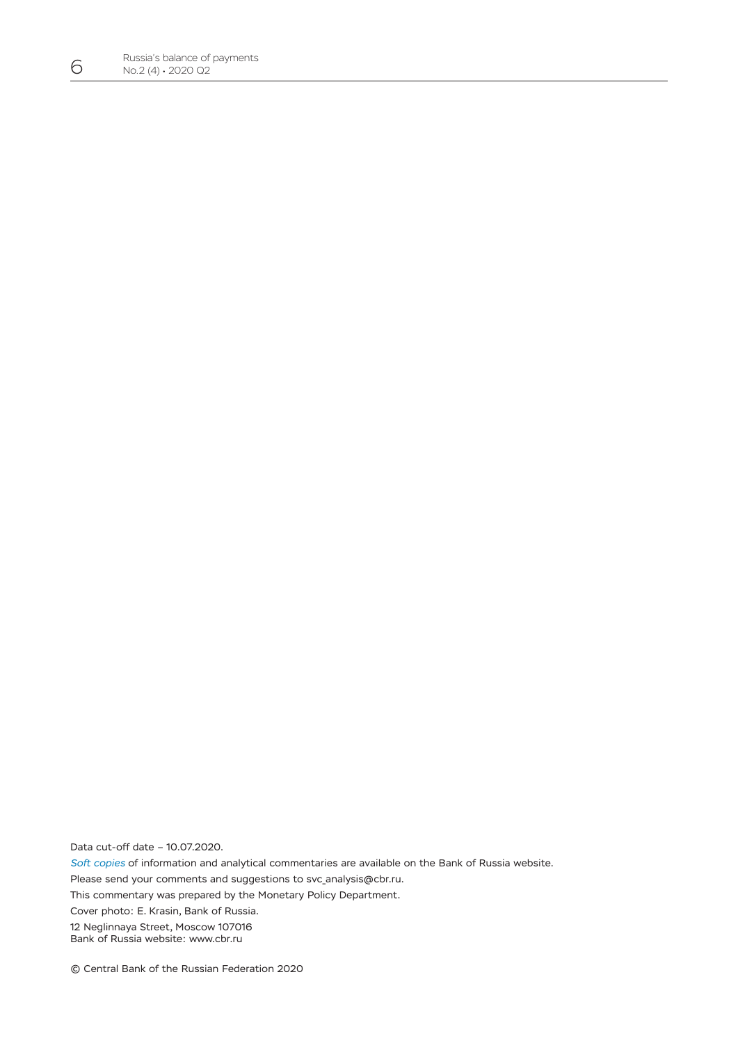Data cut-off date – 10.07.2020.

*Soft copies* of information and analytical commentaries are available on the Bank of Russia website.

Please send your comments and suggestions to svc_analysis@cbr.ru.

This commentary was prepared by the Monetary Policy Department.

Cover photo: E. Krasin, Bank of Russia.

12 Neglinnaya Street, Moscow 107016
Bank of Russia website: www.cbr.ru

© Central Bank of the Russian Federation 2020